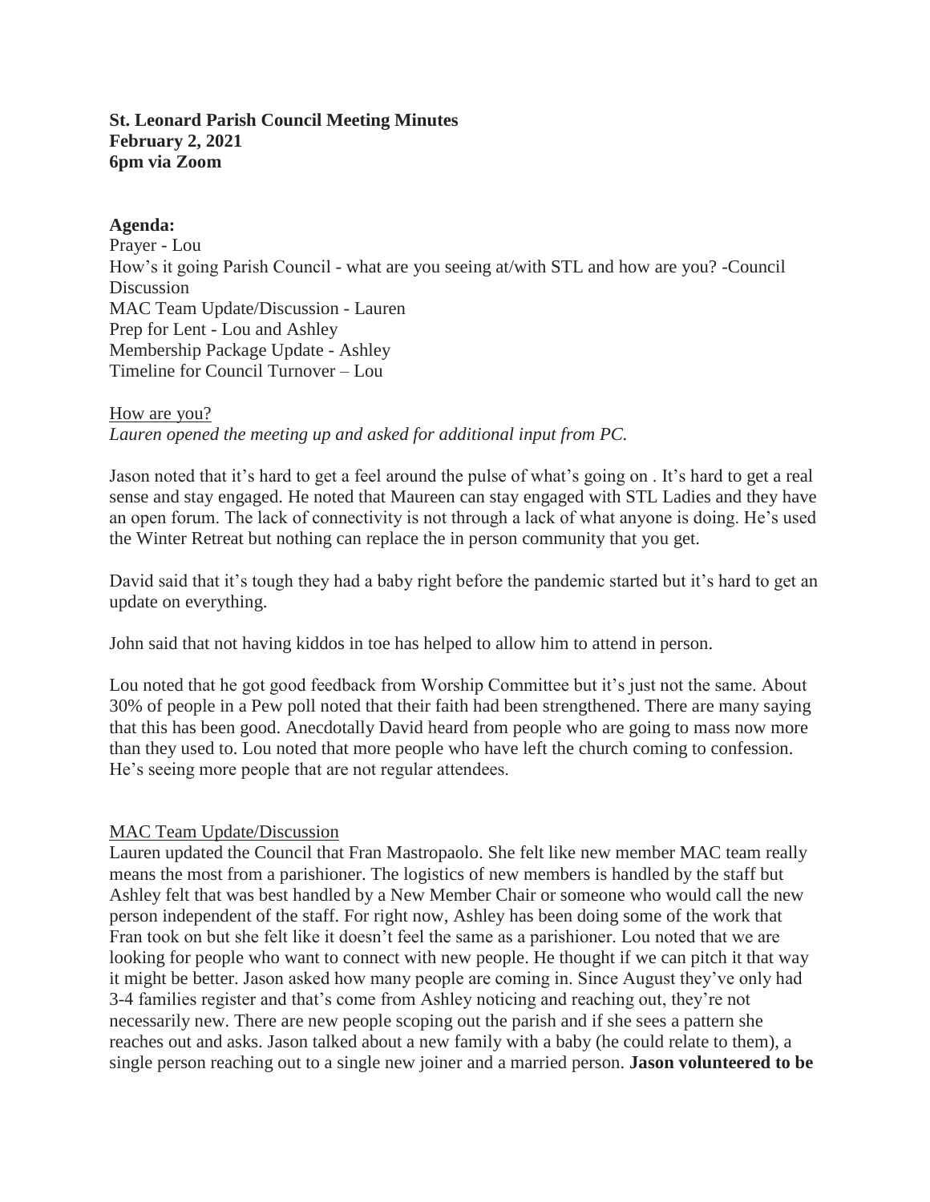**St. Leonard Parish Council Meeting Minutes**
**February 2, 2021**
**6pm via Zoom**

**Agenda:**
Prayer - Lou
How's it going Parish Council - what are you seeing at/with STL and how are you? -Council Discussion
MAC Team Update/Discussion - Lauren
Prep for Lent - Lou and Ashley
Membership Package Update - Ashley
Timeline for Council Turnover – Lou

<u>How are you?</u>
*Lauren opened the meeting up and asked for additional input from PC.*

Jason noted that it's hard to get a feel around the pulse of what's going on . It's hard to get a real sense and stay engaged. He noted that Maureen can stay engaged with STL Ladies and they have an open forum. The lack of connectivity is not through a lack of what anyone is doing. He's used the Winter Retreat but nothing can replace the in person community that you get.

David said that it's tough they had a baby right before the pandemic started but it's hard to get an update on everything.

John said that not having kiddos in toe has helped to allow him to attend in person.

Lou noted that he got good feedback from Worship Committee but it's just not the same. About 30% of people in a Pew poll noted that their faith had been strengthened. There are many saying that this has been good. Anecdotally David heard from people who are going to mass now more than they used to. Lou noted that more people who have left the church coming to confession. He's seeing more people that are not regular attendees.

<u>MAC Team Update/Discussion</u>
Lauren updated the Council that Fran Mastropaolo. She felt like new member MAC team really means the most from a parishioner. The logistics of new members is handled by the staff but Ashley felt that was best handled by a New Member Chair or someone who would call the new person independent of the staff. For right now, Ashley has been doing some of the work that Fran took on but she felt like it doesn't feel the same as a parishioner. Lou noted that we are looking for people who want to connect with new people. He thought if we can pitch it that way it might be better. Jason asked how many people are coming in. Since August they've only had 3-4 families register and that's come from Ashley noticing and reaching out, they're not necessarily new. There are new people scoping out the parish and if she sees a pattern she reaches out and asks. Jason talked about a new family with a baby (he could relate to them), a single person reaching out to a single new joiner and a married person. **Jason volunteered to be**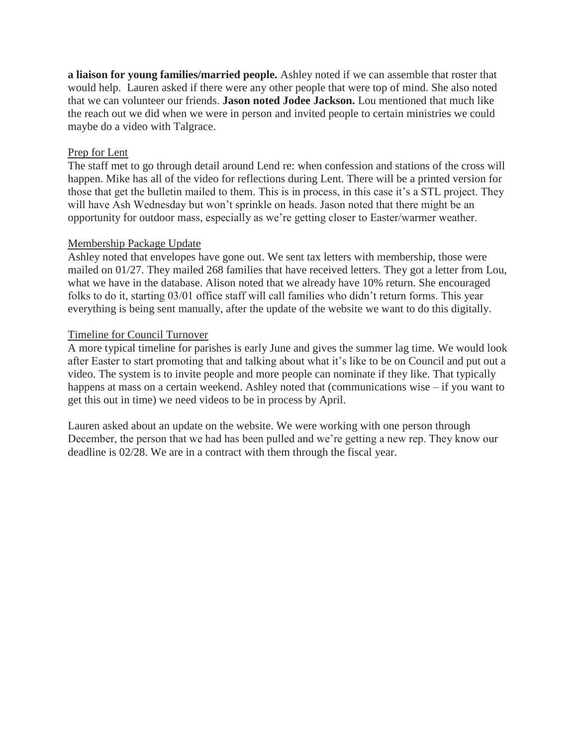**a liaison for young families/married people.** Ashley noted if we can assemble that roster that would help. Lauren asked if there were any other people that were top of mind. She also noted that we can volunteer our friends. **Jason noted Jodee Jackson.** Lou mentioned that much like the reach out we did when we were in person and invited people to certain ministries we could maybe do a video with Talgrace.

<u>Prep for Lent</u>

The staff met to go through detail around Lend re: when confession and stations of the cross will happen. Mike has all of the video for reflections during Lent. There will be a printed version for those that get the bulletin mailed to them. This is in process, in this case it's a STL project. They will have Ash Wednesday but won't sprinkle on heads. Jason noted that there might be an opportunity for outdoor mass, especially as we're getting closer to Easter/warmer weather.

<u>Membership Package Update</u>

Ashley noted that envelopes have gone out. We sent tax letters with membership, those were mailed on 01/27. They mailed 268 families that have received letters. They got a letter from Lou, what we have in the database. Alison noted that we already have 10% return. She encouraged folks to do it, starting 03/01 office staff will call families who didn't return forms. This year everything is being sent manually, after the update of the website we want to do this digitally.

<u>Timeline for Council Turnover</u>

A more typical timeline for parishes is early June and gives the summer lag time. We would look after Easter to start promoting that and talking about what it's like to be on Council and put out a video. The system is to invite people and more people can nominate if they like. That typically happens at mass on a certain weekend. Ashley noted that (communications wise – if you want to get this out in time) we need videos to be in process by April.

Lauren asked about an update on the website. We were working with one person through December, the person that we had has been pulled and we're getting a new rep. They know our deadline is 02/28. We are in a contract with them through the fiscal year.